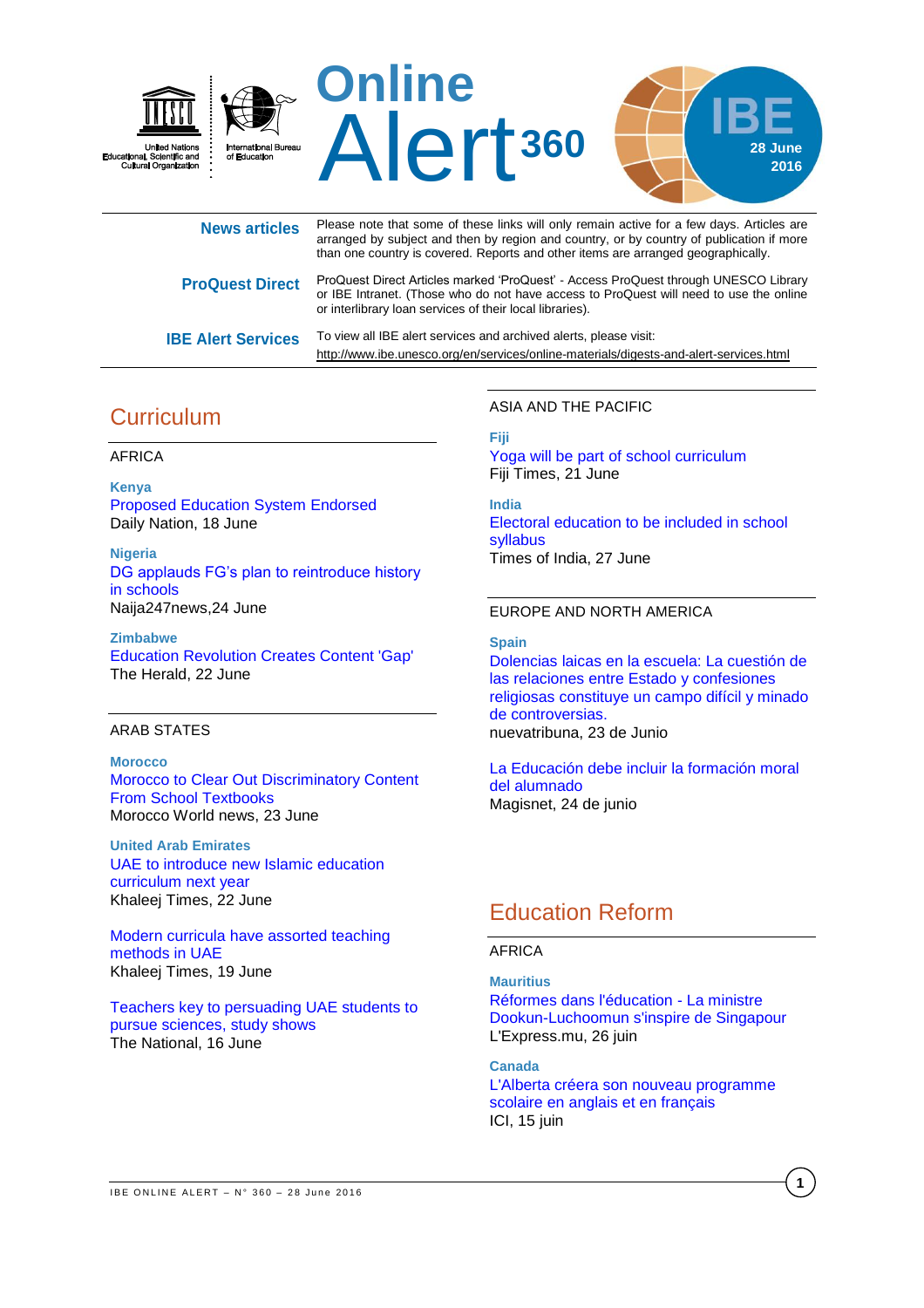United Nations Educational, Scientific and Cultural Organization

International Bureau of Education

# Online Alert 360

IBE 28 June 2016

**News articles** Please note that some of these links will only remain active for a few days. Articles are arranged by subject and then by region and country, or by country of publication if more than one country is covered. Reports and other items are arranged geographically.

**ProQuest Direct** ProQuest Direct Articles marked 'ProQuest' - Access ProQuest through UNESCO Library or IBE Intranet. (Those who do not have access to ProQuest will need to use the online or interlibrary loan services of their local libraries).

**IBE Alert Services** To view all IBE alert services and archived alerts, please visit: http://www.ibe.unesco.org/en/services/online-materials/digests-and-alert-services.html

## Curriculum

### AFRICA

**Kenya**

Proposed Education System Endorsed
Daily Nation, 18 June

**Nigeria**

DG applauds FG's plan to reintroduce history in schools
Naija247news,24 June

**Zimbabwe**

Education Revolution Creates Content 'Gap'
The Herald, 22 June

### ARAB STATES

**Morocco**

Morocco to Clear Out Discriminatory Content From School Textbooks
Morocco World news, 23 June

**United Arab Emirates**

UAE to introduce new Islamic education curriculum next year
Khaleej Times, 22 June

Modern curricula have assorted teaching methods in UAE
Khaleej Times, 19 June

Teachers key to persuading UAE students to pursue sciences, study shows
The National, 16 June

### ASIA AND THE PACIFIC

**Fiji**

Yoga will be part of school curriculum
Fiji Times, 21 June

**India**

Electoral education to be included in school syllabus
Times of India, 27 June

### EUROPE AND NORTH AMERICA

**Spain**

Dolencias laicas en la escuela: La cuestión de las relaciones entre Estado y confesiones religiosas constituye un campo difícil y minado de controversias.
nuevatribuna, 23 de Junio

La Educación debe incluir la formación moral del alumnado
Magisnet, 24 de junio

## Education Reform

### AFRICA

**Mauritius**

Réformes dans l'éducation - La ministre Dookun-Luchoomun s'inspire de Singapour
L'Express.mu, 26 juin

**Canada**

L'Alberta créera son nouveau programme scolaire en anglais et en français
ICI, 15 juin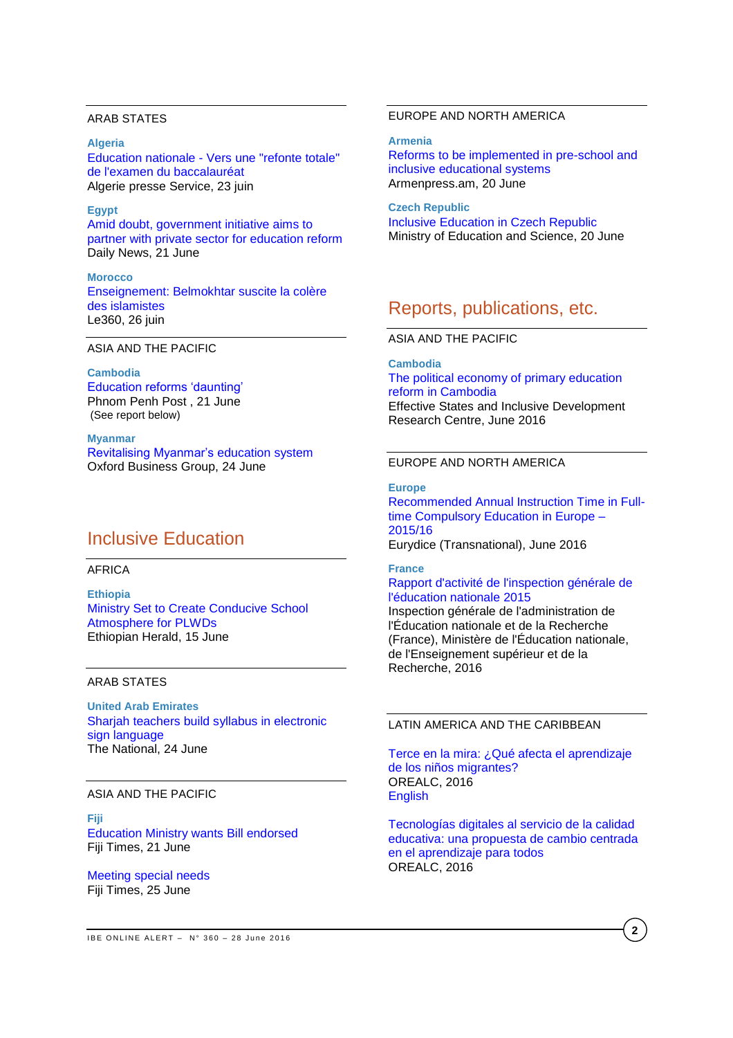ARAB STATES

**Algeria**
Education nationale - Vers une "refonte totale" de l'examen du baccalauréat
Algerie presse Service, 23 juin

**Egypt**
Amid doubt, government initiative aims to partner with private sector for education reform
Daily News, 21 June

**Morocco**
Enseignement: Belmokhtar suscite la colère des islamistes
Le360, 26 juin

ASIA AND THE PACIFIC

**Cambodia**
Education reforms 'daunting'
Phnom Penh Post , 21 June
(See report below)

**Myanmar**
Revitalising Myanmar's education system
Oxford Business Group, 24 June

EUROPE AND NORTH AMERICA

**Armenia**
Reforms to be implemented in pre-school and inclusive educational systems
Armenpress.am, 20 June

**Czech Republic**
Inclusive Education in Czech Republic
Ministry of Education and Science, 20 June

## Inclusive Education

AFRICA

**Ethiopia**
Ministry Set to Create Conducive School Atmosphere for PLWDs
Ethiopian Herald, 15 June

ARAB STATES

**United Arab Emirates**
Sharjah teachers build syllabus in electronic sign language
The National, 24 June

ASIA AND THE PACIFIC

**Fiji**
Education Ministry wants Bill endorsed
Fiji Times, 21 June

Meeting special needs
Fiji Times, 25 June

## Reports, publications, etc.

ASIA AND THE PACIFIC

**Cambodia**
The political economy of primary education reform in Cambodia
Effective States and Inclusive Development Research Centre, June 2016

EUROPE AND NORTH AMERICA

**Europe**
Recommended Annual Instruction Time in Full-time Compulsory Education in Europe – 2015/16
Eurydice (Transnational), June 2016

**France**
Rapport d'activité de l'inspection générale de l'éducation nationale 2015
Inspection générale de l'administration de l'Éducation nationale et de la Recherche (France), Ministère de l'Éducation nationale, de l'Enseignement supérieur et de la Recherche, 2016

LATIN AMERICA AND THE CARIBBEAN

Terce en la mira: ¿Qué afecta el aprendizaje de los niños migrantes?
OREALC, 2016
English

Tecnologías digitales al servicio de la calidad educativa: una propuesta de cambio centrada en el aprendizaje para todos
OREALC, 2016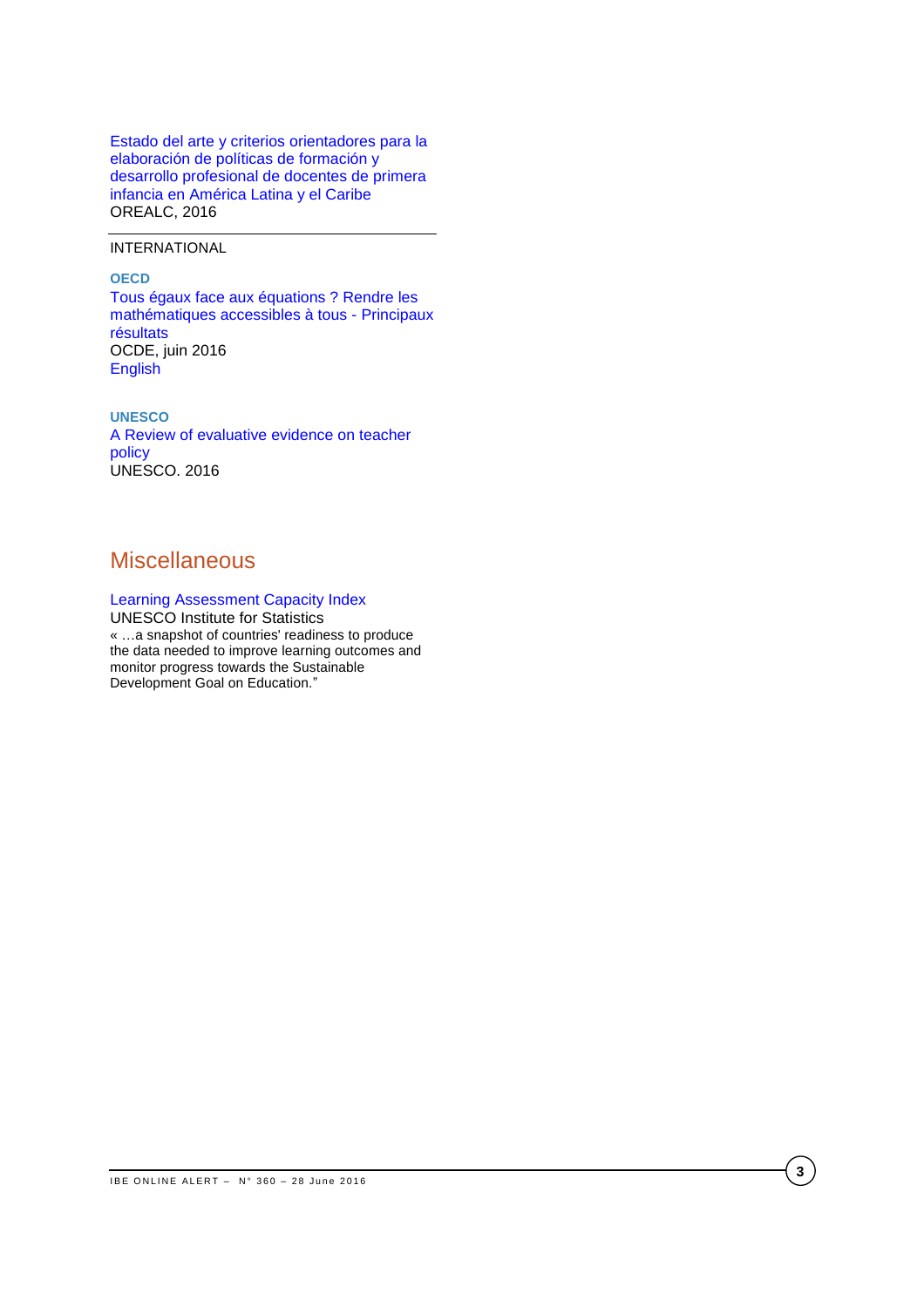Estado del arte y criterios orientadores para la elaboración de políticas de formación y desarrollo profesional de docentes de primera infancia en América Latina y el Caribe
OREALC, 2016

---

INTERNATIONAL

**OECD**
Tous égaux face aux équations ? Rendre les mathématiques accessibles à tous - Principaux résultats
OCDE, juin 2016
English

**UNESCO**
A Review of evaluative evidence on teacher policy
UNESCO. 2016

## Miscellaneous

Learning Assessment Capacity Index
UNESCO Institute for Statistics
« …a snapshot of countries' readiness to produce the data needed to improve learning outcomes and monitor progress towards the Sustainable Development Goal on Education."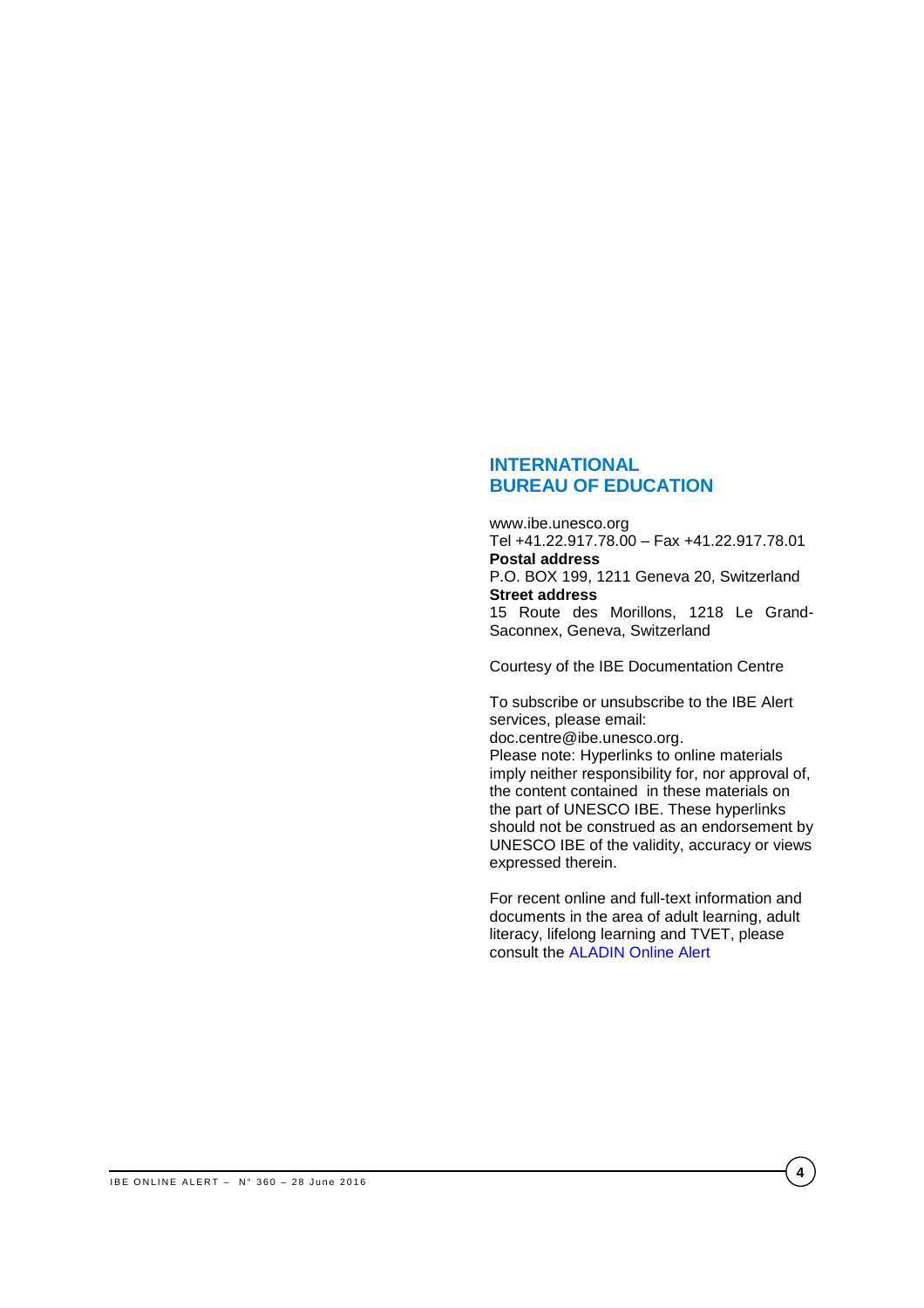## INTERNATIONAL BUREAU OF EDUCATION

www.ibe.unesco.org
Tel +41.22.917.78.00 – Fax +41.22.917.78.01
**Postal address**
P.O. BOX 199, 1211 Geneva 20, Switzerland
**Street address**
15 Route des Morillons, 1218 Le Grand-Saconnex, Geneva, Switzerland

Courtesy of the IBE Documentation Centre

To subscribe or unsubscribe to the IBE Alert services, please email:
doc.centre@ibe.unesco.org.
Please note: Hyperlinks to online materials imply neither responsibility for, nor approval of, the content contained in these materials on the part of UNESCO IBE. These hyperlinks should not be construed as an endorsement by UNESCO IBE of the validity, accuracy or views expressed therein.

For recent online and full-text information and documents in the area of adult learning, adult literacy, lifelong learning and TVET, please consult the ALADIN Online Alert